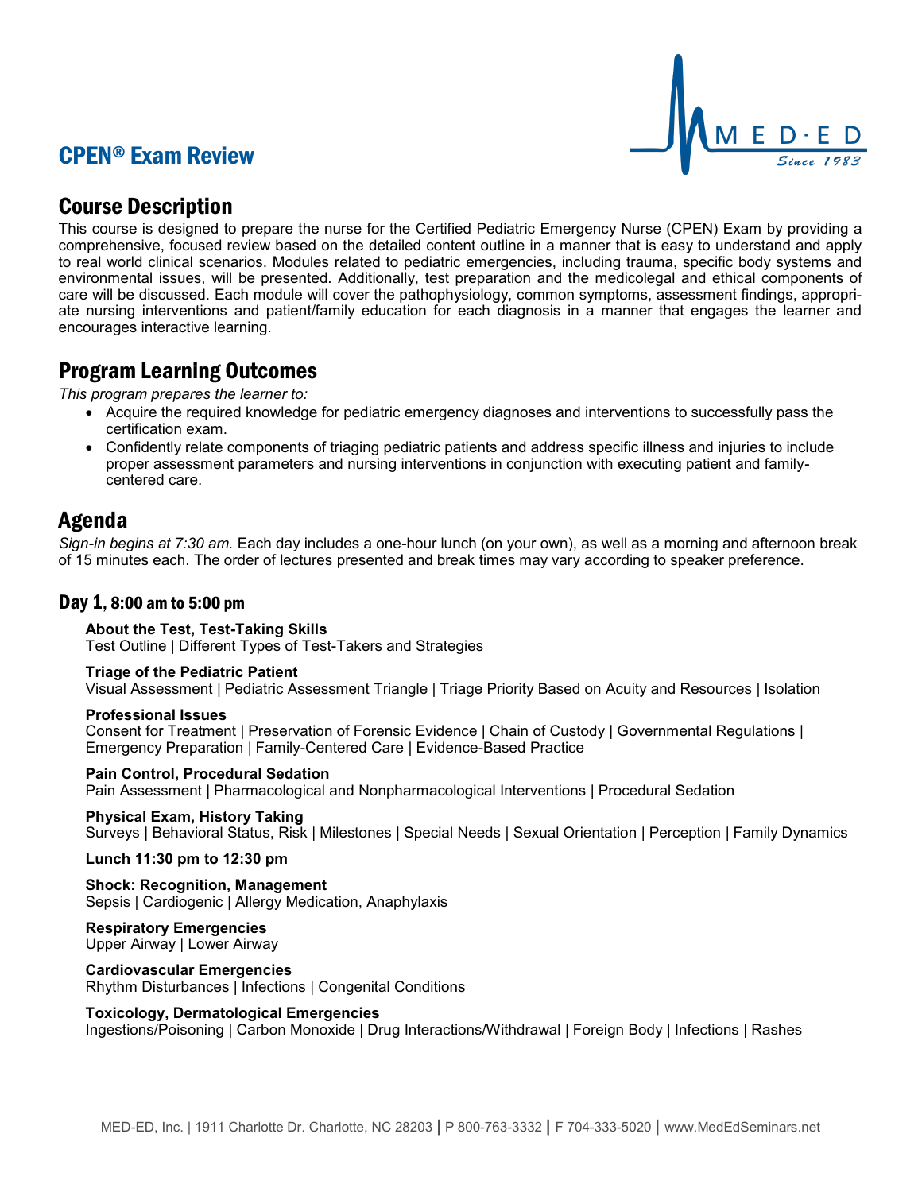# CPEN® Exam Review

## Course Description

This course is designed to prepare the nurse for the Certified Pediatric Emergency Nurse (CPEN) Exam by providing a comprehensive, focused review based on the detailed content outline in a manner that is easy to understand and apply to real world clinical scenarios. Modules related to pediatric emergencies, including trauma, specific body systems and environmental issues, will be presented. Additionally, test preparation and the medicolegal and ethical components of care will be discussed. Each module will cover the pathophysiology, common symptoms, assessment findings, appropriate nursing interventions and patient/family education for each diagnosis in a manner that engages the learner and encourages interactive learning.

## Program Learning Outcomes

*This program prepares the learner to:*

- Acquire the required knowledge for pediatric emergency diagnoses and interventions to successfully pass the certification exam.
- Confidently relate components of triaging pediatric patients and address specific illness and injuries to include proper assessment parameters and nursing interventions in conjunction with executing patient and family-centered care.

## Agenda

*Sign-in begins at 7:30 am.* Each day includes a one-hour lunch (on your own), as well as a morning and afternoon break of 15 minutes each. The order of lectures presented and break times may vary according to speaker preference.

### Day 1, 8:00 am to 5:00 pm

**About the Test, Test-Taking Skills**
Test Outline | Different Types of Test-Takers and Strategies

**Triage of the Pediatric Patient**
Visual Assessment | Pediatric Assessment Triangle | Triage Priority Based on Acuity and Resources | Isolation

**Professional Issues**
Consent for Treatment | Preservation of Forensic Evidence | Chain of Custody | Governmental Regulations | Emergency Preparation | Family-Centered Care | Evidence-Based Practice

**Pain Control, Procedural Sedation**
Pain Assessment | Pharmacological and Nonpharmacological Interventions | Procedural Sedation

**Physical Exam, History Taking**
Surveys | Behavioral Status, Risk | Milestones | Special Needs | Sexual Orientation | Perception | Family Dynamics

**Lunch 11:30 pm to 12:30 pm**

**Shock: Recognition, Management**
Sepsis | Cardiogenic | Allergy Medication, Anaphylaxis

**Respiratory Emergencies**
Upper Airway | Lower Airway

**Cardiovascular Emergencies**
Rhythm Disturbances | Infections | Congenital Conditions

**Toxicology, Dermatological Emergencies**
Ingestions/Poisoning | Carbon Monoxide | Drug Interactions/Withdrawal | Foreign Body | Infections | Rashes

MED-ED, Inc. | 1911 Charlotte Dr. Charlotte, NC 28203 | P 800-763-3332 | F 704-333-5020 | www.MedEdSeminars.net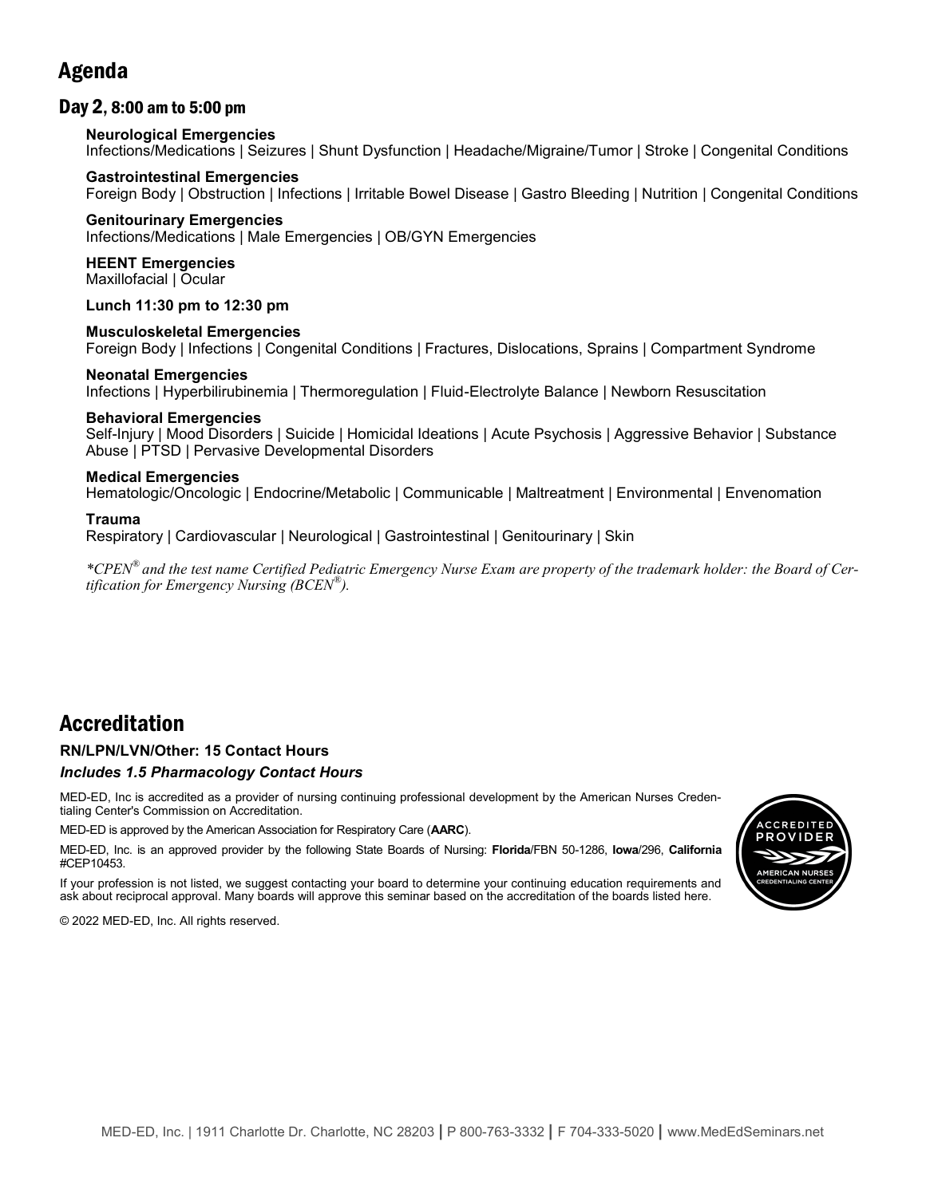# Agenda

## Day 2, 8:00 am to 5:00 pm

**Neurological Emergencies**
Infections/Medications | Seizures | Shunt Dysfunction | Headache/Migraine/Tumor | Stroke | Congenital Conditions

**Gastrointestinal Emergencies**
Foreign Body | Obstruction | Infections | Irritable Bowel Disease | Gastro Bleeding | Nutrition | Congenital Conditions

**Genitourinary Emergencies**
Infections/Medications | Male Emergencies | OB/GYN Emergencies

**HEENT Emergencies**
Maxillofacial | Ocular

**Lunch 11:30 pm to 12:30 pm**

**Musculoskeletal Emergencies**
Foreign Body | Infections | Congenital Conditions | Fractures, Dislocations, Sprains | Compartment Syndrome

**Neonatal Emergencies**
Infections | Hyperbilirubinemia | Thermoregulation | Fluid-Electrolyte Balance | Newborn Resuscitation

**Behavioral Emergencies**
Self-Injury | Mood Disorders | Suicide | Homicidal Ideations | Acute Psychosis | Aggressive Behavior | Substance Abuse | PTSD | Pervasive Developmental Disorders

**Medical Emergencies**
Hematologic/Oncologic | Endocrine/Metabolic | Communicable | Maltreatment | Environmental | Envenomation

**Trauma**
Respiratory | Cardiovascular | Neurological | Gastrointestinal | Genitourinary | Skin

*\*CPEN® and the test name Certified Pediatric Emergency Nurse Exam are property of the trademark holder: the Board of Certification for Emergency Nursing (BCEN®).*

# Accreditation

**RN/LPN/LVN/Other: 15 Contact Hours**

***Includes 1.5 Pharmacology Contact Hours***

MED-ED, Inc is accredited as a provider of nursing continuing professional development by the American Nurses Credentialing Center's Commission on Accreditation.

MED-ED is approved by the American Association for Respiratory Care (**AARC**).

MED-ED, Inc. is an approved provider by the following State Boards of Nursing: **Florida**/FBN 50-1286, **Iowa**/296, **California** #CEP10453.

If your profession is not listed, we suggest contacting your board to determine your continuing education requirements and ask about reciprocal approval. Many boards will approve this seminar based on the accreditation of the boards listed here.

ACCREDITED PROVIDER
AMERICAN NURSES CREDENTIALING CENTER

© 2022 MED-ED, Inc. All rights reserved.

MED-ED, Inc. | 1911 Charlotte Dr. Charlotte, NC 28203 | P 800-763-3332 | F 704-333-5020 | www.MedEdSeminars.net